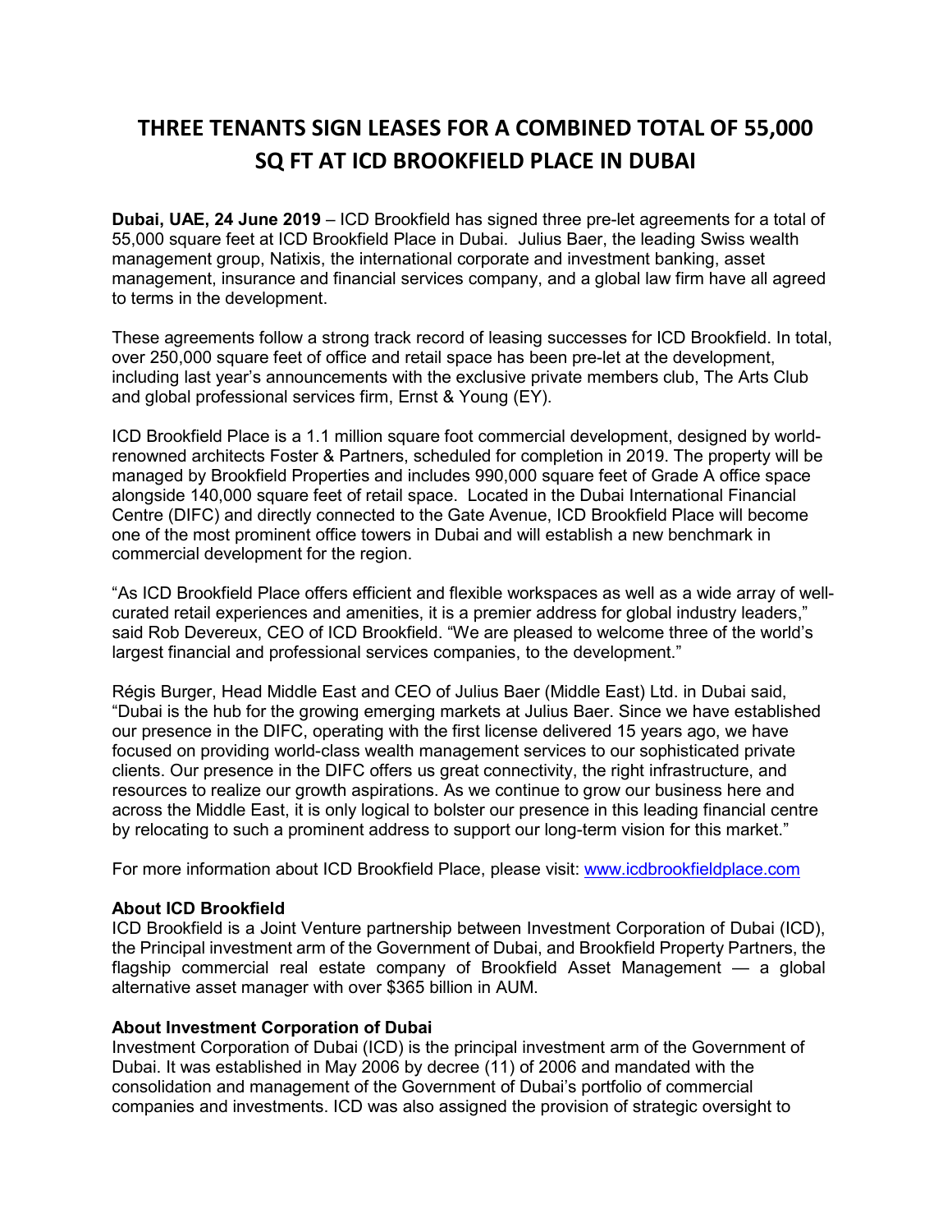# THREE TENANTS SIGN LEASES FOR A COMBINED TOTAL OF 55,000 SQ FT AT ICD BROOKFIELD PLACE IN DUBAI

**Dubai, UAE, 24 June 2019** – ICD Brookfield has signed three pre-let agreements for a total of 55,000 square feet at ICD Brookfield Place in Dubai. Julius Baer, the leading Swiss wealth management group, Natixis, the international corporate and investment banking, asset management, insurance and financial services company, and a global law firm have all agreed to terms in the development.

These agreements follow a strong track record of leasing successes for ICD Brookfield. In total, over 250,000 square feet of office and retail space has been pre-let at the development, including last year's announcements with the exclusive private members club, The Arts Club and global professional services firm, Ernst & Young (EY).

ICD Brookfield Place is a 1.1 million square foot commercial development, designed by world-renowned architects Foster & Partners, scheduled for completion in 2019. The property will be managed by Brookfield Properties and includes 990,000 square feet of Grade A office space alongside 140,000 square feet of retail space. Located in the Dubai International Financial Centre (DIFC) and directly connected to the Gate Avenue, ICD Brookfield Place will become one of the most prominent office towers in Dubai and will establish a new benchmark in commercial development for the region.

"As ICD Brookfield Place offers efficient and flexible workspaces as well as a wide array of well-curated retail experiences and amenities, it is a premier address for global industry leaders," said Rob Devereux, CEO of ICD Brookfield. "We are pleased to welcome three of the world's largest financial and professional services companies, to the development."

Régis Burger, Head Middle East and CEO of Julius Baer (Middle East) Ltd. in Dubai said, "Dubai is the hub for the growing emerging markets at Julius Baer. Since we have established our presence in the DIFC, operating with the first license delivered 15 years ago, we have focused on providing world-class wealth management services to our sophisticated private clients. Our presence in the DIFC offers us great connectivity, the right infrastructure, and resources to realize our growth aspirations. As we continue to grow our business here and across the Middle East, it is only logical to bolster our presence in this leading financial centre by relocating to such a prominent address to support our long-term vision for this market."

For more information about ICD Brookfield Place, please visit: [www.icdbrookfieldplace.com](www.icdbrookfieldplace.com)

**About ICD Brookfield**

ICD Brookfield is a Joint Venture partnership between Investment Corporation of Dubai (ICD), the Principal investment arm of the Government of Dubai, and Brookfield Property Partners, the flagship commercial real estate company of Brookfield Asset Management — a global alternative asset manager with over $365 billion in AUM.

**About Investment Corporation of Dubai**

Investment Corporation of Dubai (ICD) is the principal investment arm of the Government of Dubai. It was established in May 2006 by decree (11) of 2006 and mandated with the consolidation and management of the Government of Dubai's portfolio of commercial companies and investments. ICD was also assigned the provision of strategic oversight to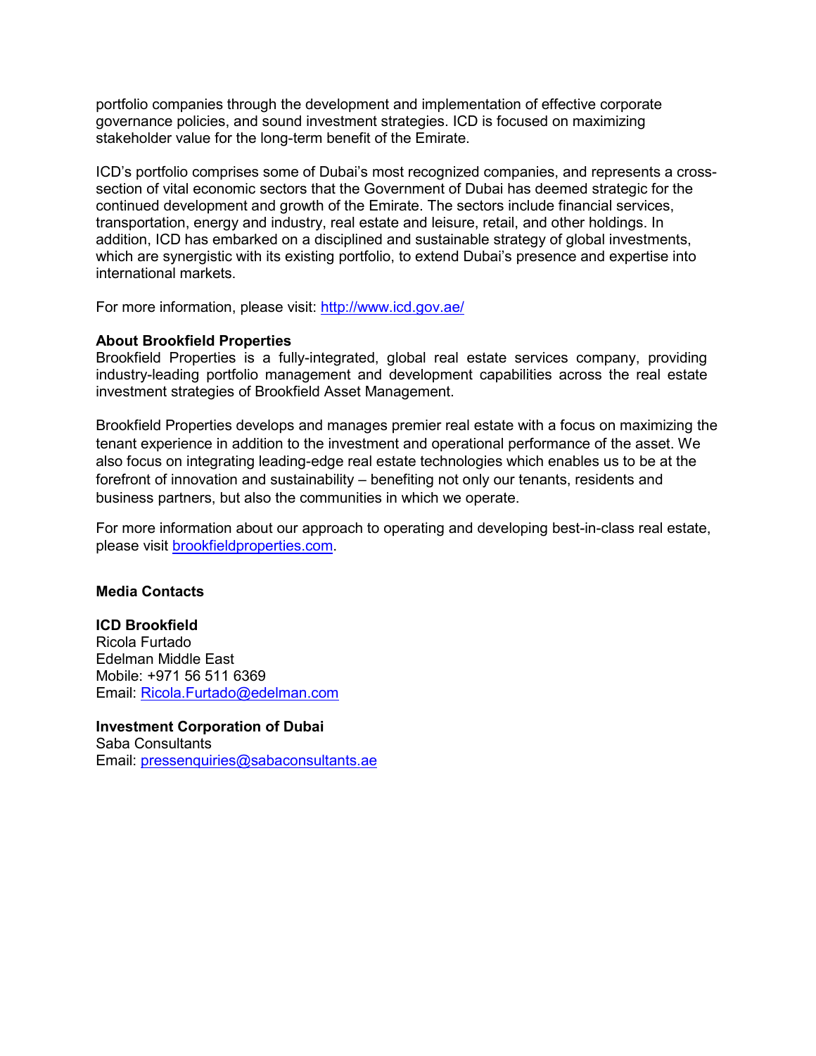portfolio companies through the development and implementation of effective corporate governance policies, and sound investment strategies. ICD is focused on maximizing stakeholder value for the long-term benefit of the Emirate.

ICD's portfolio comprises some of Dubai's most recognized companies, and represents a cross-section of vital economic sectors that the Government of Dubai has deemed strategic for the continued development and growth of the Emirate. The sectors include financial services, transportation, energy and industry, real estate and leisure, retail, and other holdings. In addition, ICD has embarked on a disciplined and sustainable strategy of global investments, which are synergistic with its existing portfolio, to extend Dubai's presence and expertise into international markets.

For more information, please visit: [http://www.icd.gov.ae/](http://www.icd.gov.ae/)

**About Brookfield Properties**
Brookfield Properties is a fully-integrated, global real estate services company, providing industry-leading portfolio management and development capabilities across the real estate investment strategies of Brookfield Asset Management.

Brookfield Properties develops and manages premier real estate with a focus on maximizing the tenant experience in addition to the investment and operational performance of the asset. We also focus on integrating leading-edge real estate technologies which enables us to be at the forefront of innovation and sustainability – benefiting not only our tenants, residents and business partners, but also the communities in which we operate.

For more information about our approach to operating and developing best-in-class real estate, please visit [brookfieldproperties.com](brookfieldproperties.com).

**Media Contacts**

**ICD Brookfield**
Ricola Furtado
Edelman Middle East
Mobile: +971 56 511 6369
Email: [Ricola.Furtado@edelman.com](mailto:Ricola.Furtado@edelman.com)

**Investment Corporation of Dubai**
Saba Consultants
Email: [pressenquiries@sabaconsultants.ae](mailto:pressenquiries@sabaconsultants.ae)